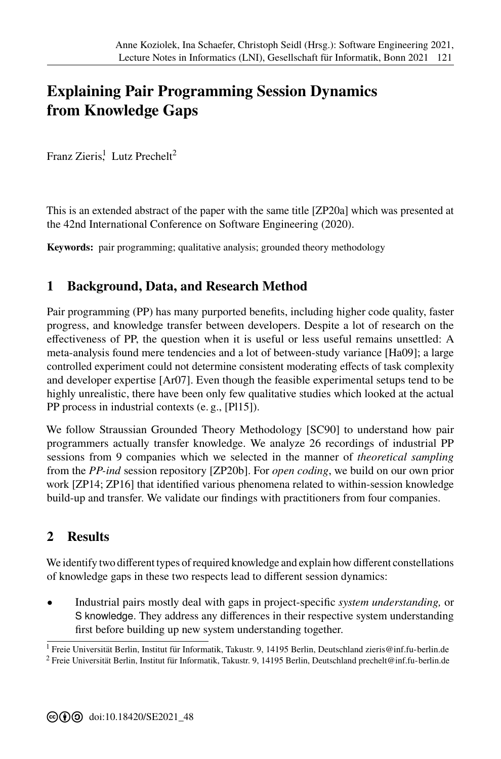# Explaining Pair Programming Session Dynamics from Knowledge Gaps

Franz Zieris[1], Lutz Prechelt[2]

This is an extended abstract of the paper with the same title [ZP20a] which was presented at the 42nd International Conference on Software Engineering (2020).

**Keywords:** pair programming; qualitative analysis; grounded theory methodology

## 1 Background, Data, and Research Method

Pair programming (PP) has many purported benefits, including higher code quality, faster progress, and knowledge transfer between developers. Despite a lot of research on the effectiveness of PP, the question when it is useful or less useful remains unsettled: A meta-analysis found mere tendencies and a lot of between-study variance [Ha09]; a large controlled experiment could not determine consistent moderating effects of task complexity and developer expertise [Ar07]. Even though the feasible experimental setups tend to be highly unrealistic, there have been only few qualitative studies which looked at the actual PP process in industrial contexts (e. g., [Pl15]).

We follow Straussian Grounded Theory Methodology [SC90] to understand how pair programmers actually transfer knowledge. We analyze 26 recordings of industrial PP sessions from 9 companies which we selected in the manner of *theoretical sampling* from the *PP-ind* session repository [ZP20b]. For *open coding*, we build on our own prior work [ZP14; ZP16] that identified various phenomena related to within-session knowledge build-up and transfer. We validate our findings with practitioners from four companies.

## 2 Results

We identify two different types of required knowledge and explain how different constellations of knowledge gaps in these two respects lead to different session dynamics:

- Industrial pairs mostly deal with gaps in project-specific *system understanding,* or S knowledge. They address any differences in their respective system understanding first before building up new system understanding together.

[1] Freie Universität Berlin, Institut für Informatik, Takustr. 9, 14195 Berlin, Deutschland zieris@inf.fu-berlin.de

[2] Freie Universität Berlin, Institut für Informatik, Takustr. 9, 14195 Berlin, Deutschland prechelt@inf.fu-berlin.de

doi:10.18420/SE2021_48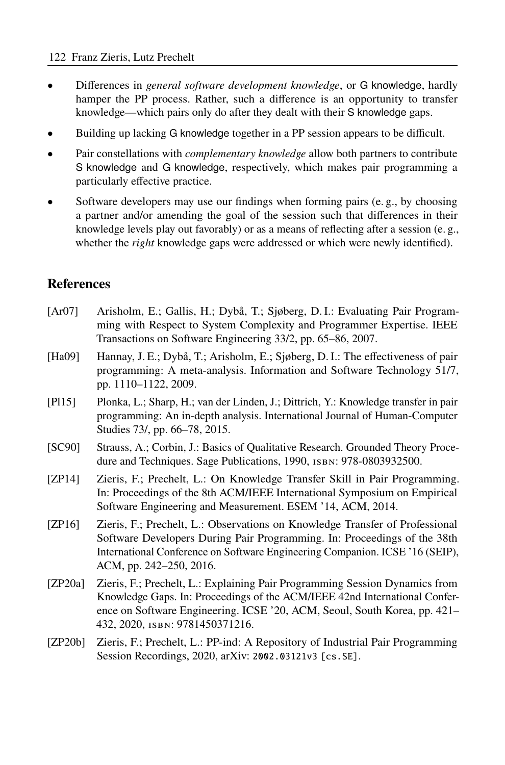- Differences in *general software development knowledge*, or G knowledge, hardly hamper the PP process. Rather, such a difference is an opportunity to transfer knowledge—which pairs only do after they dealt with their S knowledge gaps.
- Building up lacking G knowledge together in a PP session appears to be difficult.
- Pair constellations with *complementary knowledge* allow both partners to contribute S knowledge and G knowledge, respectively, which makes pair programming a particularly effective practice.
- Software developers may use our findings when forming pairs (e. g., by choosing a partner and/or amending the goal of the session such that differences in their knowledge levels play out favorably) or as a means of reflecting after a session (e. g., whether the *right* knowledge gaps were addressed or which were newly identified).

## References

[Ar07] Arisholm, E.; Gallis, H.; Dybå, T.; Sjøberg, D. I.: Evaluating Pair Programming with Respect to System Complexity and Programmer Expertise. IEEE Transactions on Software Engineering 33/2, pp. 65–86, 2007.

[Ha09] Hannay, J. E.; Dybå, T.; Arisholm, E.; Sjøberg, D. I.: The effectiveness of pair programming: A meta-analysis. Information and Software Technology 51/7, pp. 1110–1122, 2009.

[Pl15] Plonka, L.; Sharp, H.; van der Linden, J.; Dittrich, Y.: Knowledge transfer in pair programming: An in-depth analysis. International Journal of Human-Computer Studies 73/, pp. 66–78, 2015.

[SC90] Strauss, A.; Corbin, J.: Basics of Qualitative Research. Grounded Theory Procedure and Techniques. Sage Publications, 1990, ISBN: 978-0803932500.

[ZP14] Zieris, F.; Prechelt, L.: On Knowledge Transfer Skill in Pair Programming. In: Proceedings of the 8th ACM/IEEE International Symposium on Empirical Software Engineering and Measurement. ESEM '14, ACM, 2014.

[ZP16] Zieris, F.; Prechelt, L.: Observations on Knowledge Transfer of Professional Software Developers During Pair Programming. In: Proceedings of the 38th International Conference on Software Engineering Companion. ICSE '16 (SEIP), ACM, pp. 242–250, 2016.

[ZP20a] Zieris, F.; Prechelt, L.: Explaining Pair Programming Session Dynamics from Knowledge Gaps. In: Proceedings of the ACM/IEEE 42nd International Conference on Software Engineering. ICSE '20, ACM, Seoul, South Korea, pp. 421–432, 2020, ISBN: 9781450371216.

[ZP20b] Zieris, F.; Prechelt, L.: PP-ind: A Repository of Industrial Pair Programming Session Recordings, 2020, arXiv: 2002.03121v3 [cs.SE].